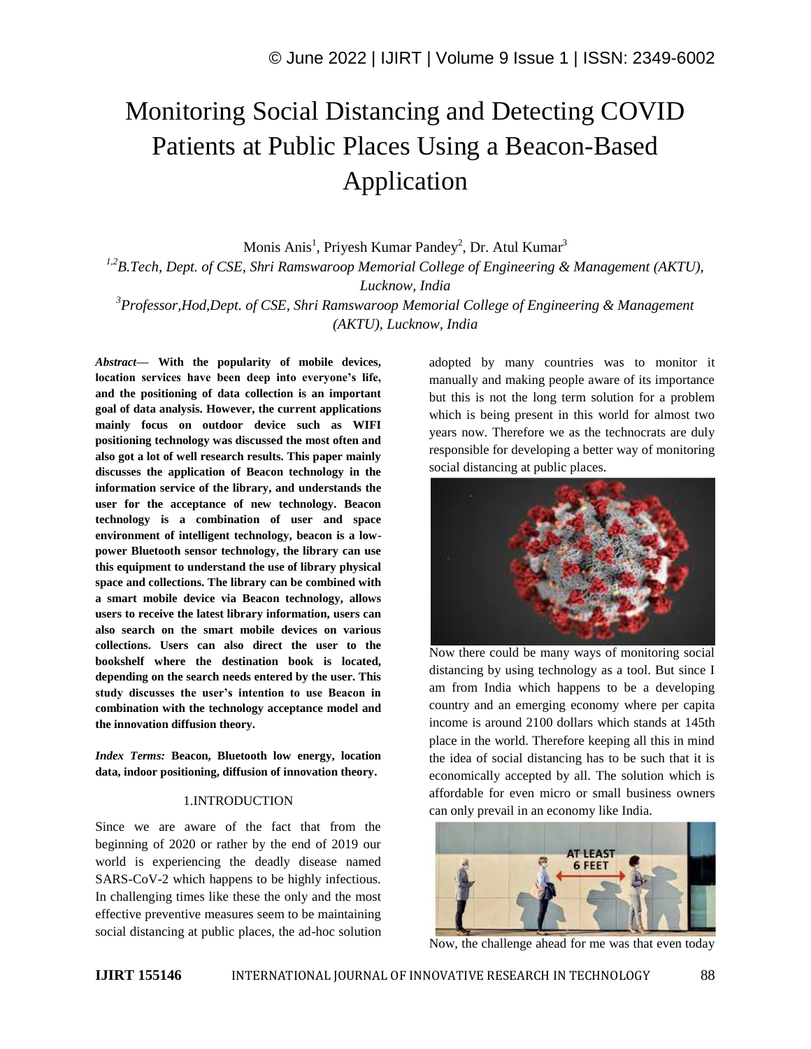# Monitoring Social Distancing and Detecting COVID Patients at Public Places Using a Beacon-Based Application

Monis Anis[1], Priyesh Kumar Pandey[2], Dr. Atul Kumar[3]

*[1,2]B.Tech, Dept. of CSE, Shri Ramswaroop Memorial College of Engineering & Management (AKTU), Lucknow, India*

*[3]Professor,Hod,Dept. of CSE, Shri Ramswaroop Memorial College of Engineering & Management (AKTU), Lucknow, India*

***Abstract*— With the popularity of mobile devices, location services have been deep into everyone's life, and the positioning of data collection is an important goal of data analysis. However, the current applications mainly focus on outdoor device such as WIFI positioning technology was discussed the most often and also got a lot of well research results. This paper mainly discusses the application of Beacon technology in the information service of the library, and understands the user for the acceptance of new technology. Beacon technology is a combination of user and space environment of intelligent technology, beacon is a low-power Bluetooth sensor technology, the library can use this equipment to understand the use of library physical space and collections. The library can be combined with a smart mobile device via Beacon technology, allows users to receive the latest library information, users can also search on the smart mobile devices on various collections. Users can also direct the user to the bookshelf where the destination book is located, depending on the search needs entered by the user. This study discusses the user's intention to use Beacon in combination with the technology acceptance model and the innovation diffusion theory.**

***Index Terms:* Beacon, Bluetooth low energy, location data, indoor positioning, diffusion of innovation theory.**

## 1.INTRODUCTION

Since we are aware of the fact that from the beginning of 2020 or rather by the end of 2019 our world is experiencing the deadly disease named SARS-CoV-2 which happens to be highly infectious. In challenging times like these the only and the most effective preventive measures seem to be maintaining social distancing at public places, the ad-hoc solution adopted by many countries was to monitor it manually and making people aware of its importance but this is not the long term solution for a problem which is being present in this world for almost two years now. Therefore we as the technocrats are duly responsible for developing a better way of monitoring social distancing at public places.

Now there could be many ways of monitoring social distancing by using technology as a tool. But since I am from India which happens to be a developing country and an emerging economy where per capita income is around 2100 dollars which stands at 145th place in the world. Therefore keeping all this in mind the idea of social distancing has to be such that it is economically accepted by all. The solution which is affordable for even micro or small business owners can only prevail in an economy like India.

Now, the challenge ahead for me was that even today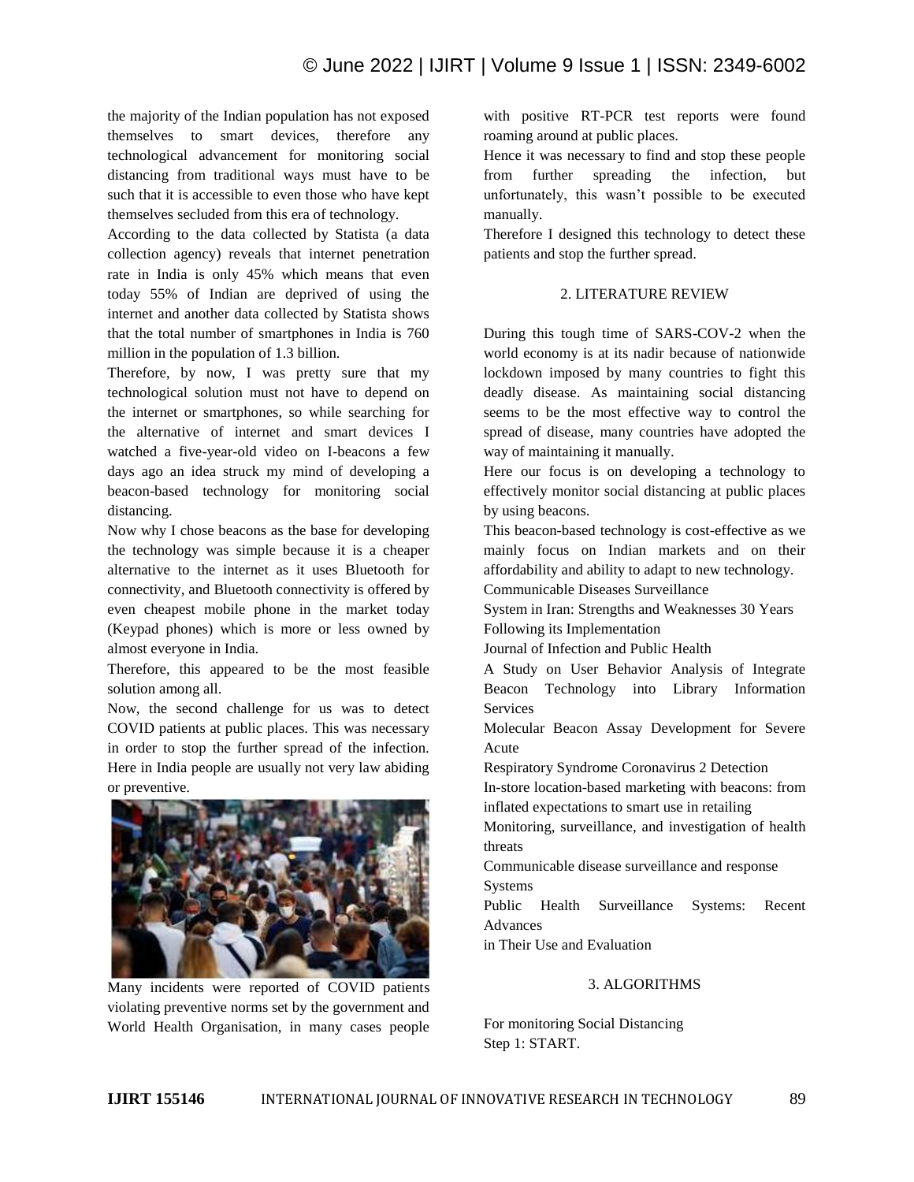the majority of the Indian population has not exposed themselves to smart devices, therefore any technological advancement for monitoring social distancing from traditional ways must have to be such that it is accessible to even those who have kept themselves secluded from this era of technology.

According to the data collected by Statista (a data collection agency) reveals that internet penetration rate in India is only 45% which means that even today 55% of Indian are deprived of using the internet and another data collected by Statista shows that the total number of smartphones in India is 760 million in the population of 1.3 billion.

Therefore, by now, I was pretty sure that my technological solution must not have to depend on the internet or smartphones, so while searching for the alternative of internet and smart devices I watched a five-year-old video on I-beacons a few days ago an idea struck my mind of developing a beacon-based technology for monitoring social distancing.

Now why I chose beacons as the base for developing the technology was simple because it is a cheaper alternative to the internet as it uses Bluetooth for connectivity, and Bluetooth connectivity is offered by even cheapest mobile phone in the market today (Keypad phones) which is more or less owned by almost everyone in India.

Therefore, this appeared to be the most feasible solution among all.

Now, the second challenge for us was to detect COVID patients at public places. This was necessary in order to stop the further spread of the infection. Here in India people are usually not very law abiding or preventive.

Many incidents were reported of COVID patients violating preventive norms set by the government and World Health Organisation, in many cases people with positive RT-PCR test reports were found roaming around at public places.

Hence it was necessary to find and stop these people from further spreading the infection, but unfortunately, this wasn't possible to be executed manually.

Therefore I designed this technology to detect these patients and stop the further spread.

## 2. LITERATURE REVIEW

During this tough time of SARS-COV-2 when the world economy is at its nadir because of nationwide lockdown imposed by many countries to fight this deadly disease. As maintaining social distancing seems to be the most effective way to control the spread of disease, many countries have adopted the way of maintaining it manually.

Here our focus is on developing a technology to effectively monitor social distancing at public places by using beacons.

This beacon-based technology is cost-effective as we mainly focus on Indian markets and on their affordability and ability to adapt to new technology.

Communicable Diseases Surveillance
System in Iran: Strengths and Weaknesses 30 Years Following its Implementation
Journal of Infection and Public Health
A Study on User Behavior Analysis of Integrate Beacon Technology into Library Information Services
Molecular Beacon Assay Development for Severe Acute
Respiratory Syndrome Coronavirus 2 Detection
In-store location-based marketing with beacons: from inflated expectations to smart use in retailing
Monitoring, surveillance, and investigation of health threats
Communicable disease surveillance and response Systems
Public Health Surveillance Systems: Recent Advances
in Their Use and Evaluation

## 3. ALGORITHMS

For monitoring Social Distancing
Step 1: START.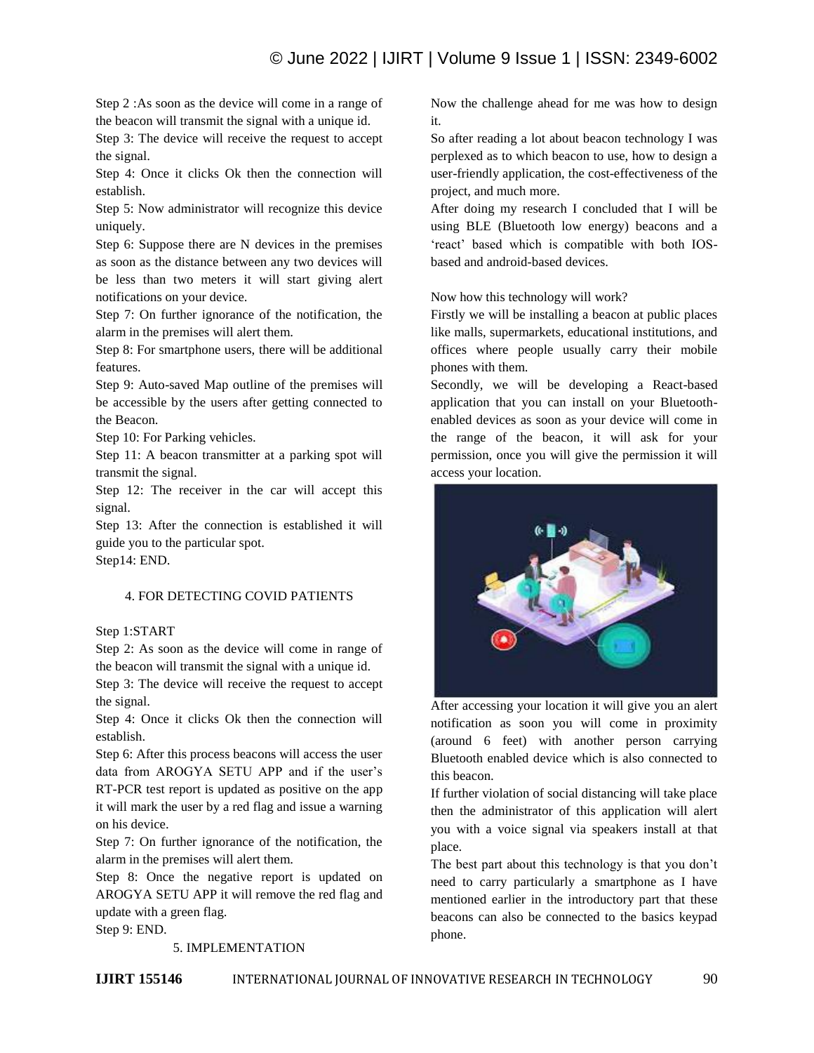Step 2 :As soon as the device will come in a range of the beacon will transmit the signal with a unique id.

Step 3: The device will receive the request to accept the signal.

Step 4: Once it clicks Ok then the connection will establish.

Step 5: Now administrator will recognize this device uniquely.

Step 6: Suppose there are N devices in the premises as soon as the distance between any two devices will be less than two meters it will start giving alert notifications on your device.

Step 7: On further ignorance of the notification, the alarm in the premises will alert them.

Step 8: For smartphone users, there will be additional features.

Step 9: Auto-saved Map outline of the premises will be accessible by the users after getting connected to the Beacon.

Step 10: For Parking vehicles.

Step 11: A beacon transmitter at a parking spot will transmit the signal.

Step 12: The receiver in the car will accept this signal.

Step 13: After the connection is established it will guide you to the particular spot.

Step14: END.

## 4. FOR DETECTING COVID PATIENTS

Step 1:START

Step 2: As soon as the device will come in range of the beacon will transmit the signal with a unique id.

Step 3: The device will receive the request to accept the signal.

Step 4: Once it clicks Ok then the connection will establish.

Step 6: After this process beacons will access the user data from AROGYA SETU APP and if the user's RT-PCR test report is updated as positive on the app it will mark the user by a red flag and issue a warning on his device.

Step 7: On further ignorance of the notification, the alarm in the premises will alert them.

Step 8: Once the negative report is updated on AROGYA SETU APP it will remove the red flag and update with a green flag.

Step 9: END.

## 5. IMPLEMENTATION

Now the challenge ahead for me was how to design it.

So after reading a lot about beacon technology I was perplexed as to which beacon to use, how to design a user-friendly application, the cost-effectiveness of the project, and much more.

After doing my research I concluded that I will be using BLE (Bluetooth low energy) beacons and a 'react' based which is compatible with both IOS-based and android-based devices.

Now how this technology will work?

Firstly we will be installing a beacon at public places like malls, supermarkets, educational institutions, and offices where people usually carry their mobile phones with them.

Secondly, we will be developing a React-based application that you can install on your Bluetooth-enabled devices as soon as your device will come in the range of the beacon, it will ask for your permission, once you will give the permission it will access your location.

After accessing your location it will give you an alert notification as soon you will come in proximity (around 6 feet) with another person carrying Bluetooth enabled device which is also connected to this beacon.

If further violation of social distancing will take place then the administrator of this application will alert you with a voice signal via speakers install at that place.

The best part about this technology is that you don't need to carry particularly a smartphone as I have mentioned earlier in the introductory part that these beacons can also be connected to the basics keypad phone.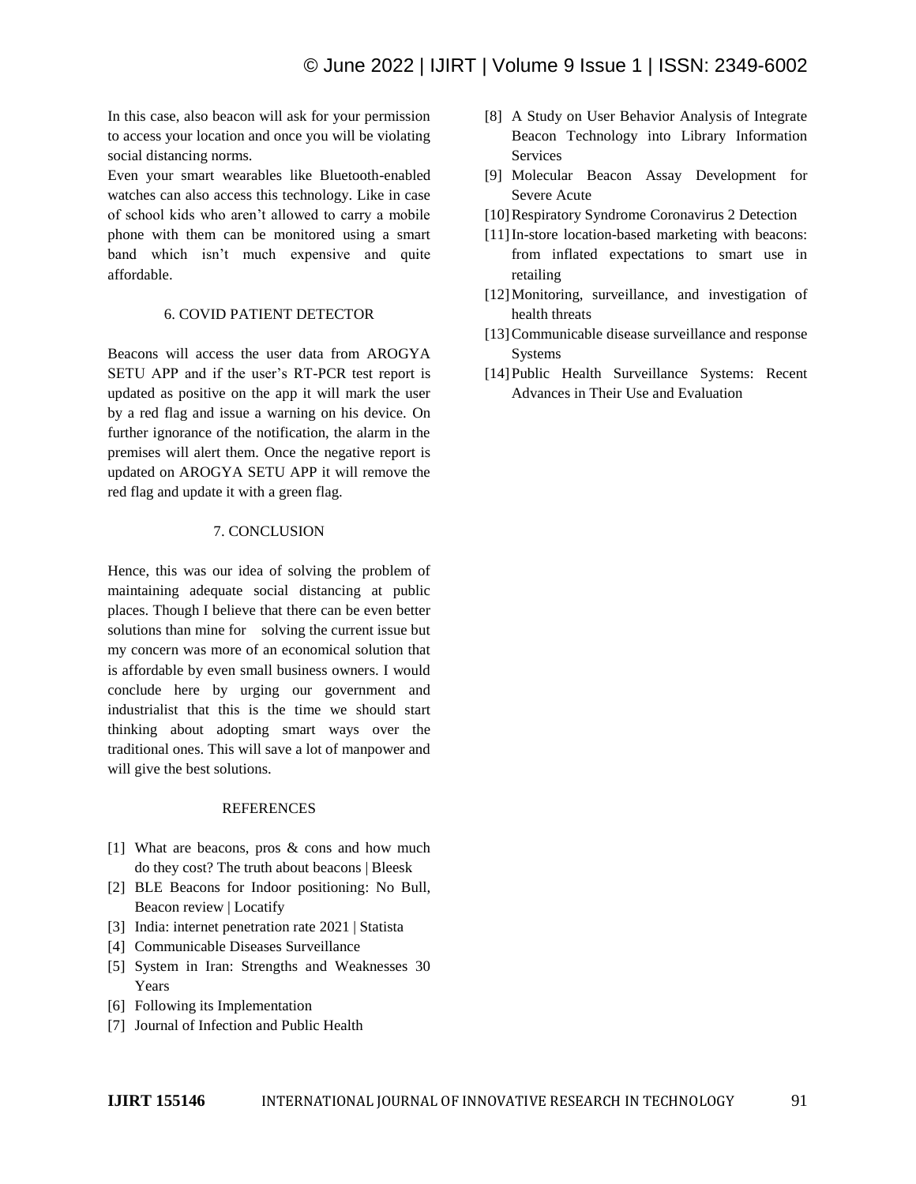In this case, also beacon will ask for your permission to access your location and once you will be violating social distancing norms.

Even your smart wearables like Bluetooth-enabled watches can also access this technology. Like in case of school kids who aren't allowed to carry a mobile phone with them can be monitored using a smart band which isn't much expensive and quite affordable.

## 6. COVID PATIENT DETECTOR

Beacons will access the user data from AROGYA SETU APP and if the user's RT-PCR test report is updated as positive on the app it will mark the user by a red flag and issue a warning on his device. On further ignorance of the notification, the alarm in the premises will alert them. Once the negative report is updated on AROGYA SETU APP it will remove the red flag and update it with a green flag.

## 7. CONCLUSION

Hence, this was our idea of solving the problem of maintaining adequate social distancing at public places. Though I believe that there can be even better solutions than mine for solving the current issue but my concern was more of an economical solution that is affordable by even small business owners. I would conclude here by urging our government and industrialist that this is the time we should start thinking about adopting smart ways over the traditional ones. This will save a lot of manpower and will give the best solutions.

## REFERENCES

[1] What are beacons, pros & cons and how much do they cost? The truth about beacons | Bleesk
[2] BLE Beacons for Indoor positioning: No Bull, Beacon review | Locatify
[3] India: internet penetration rate 2021 | Statista
[4] Communicable Diseases Surveillance
[5] System in Iran: Strengths and Weaknesses 30 Years
[6] Following its Implementation
[7] Journal of Infection and Public Health
[8] A Study on User Behavior Analysis of Integrate Beacon Technology into Library Information Services
[9] Molecular Beacon Assay Development for Severe Acute
[10] Respiratory Syndrome Coronavirus 2 Detection
[11] In-store location-based marketing with beacons: from inflated expectations to smart use in retailing
[12] Monitoring, surveillance, and investigation of health threats
[13] Communicable disease surveillance and response Systems
[14] Public Health Surveillance Systems: Recent Advances in Their Use and Evaluation